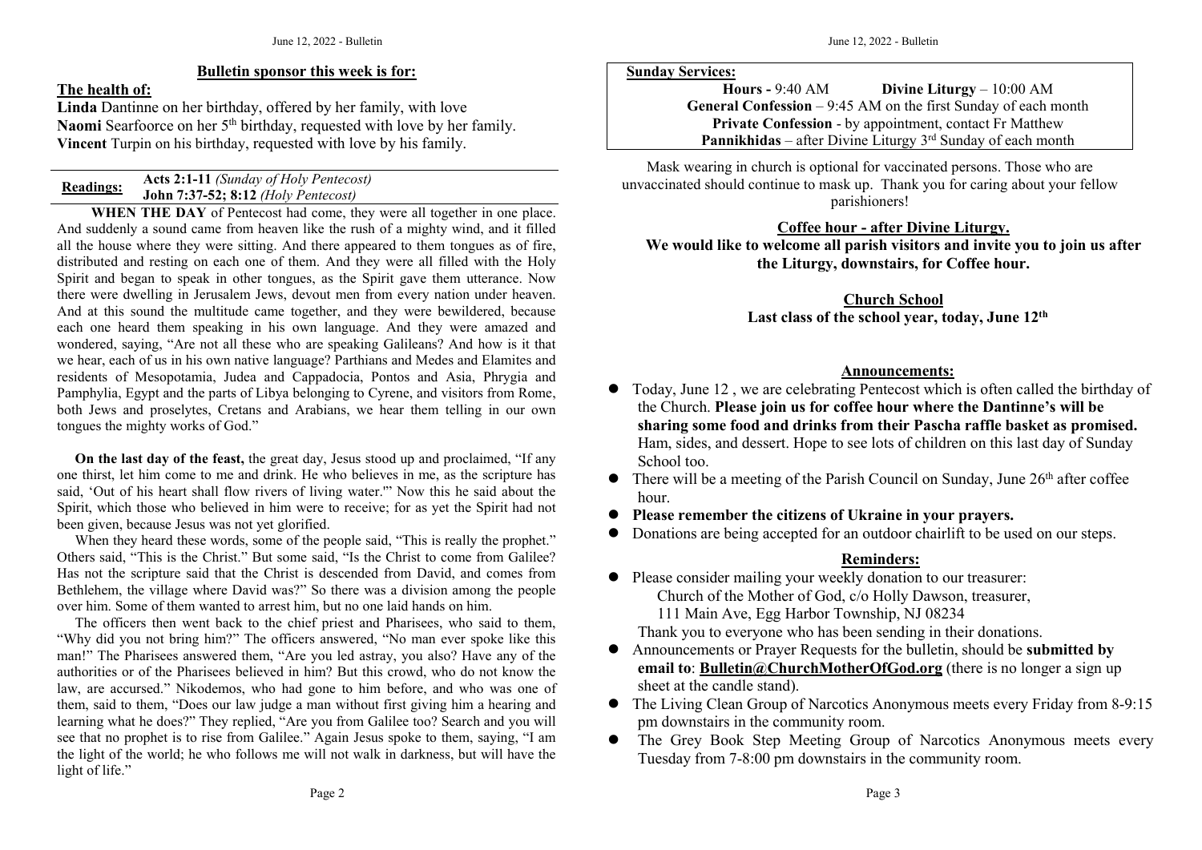## Bulletin sponsor this week is for:

**The health of:**

**Linda** Dantinne on her birthday, offered by her family, with love
**Naomi** Searfoorce on her 5th birthday, requested with love by her family.
**Vincent** Turpin on his birthday, requested with love by his family.

**Readings:** **Acts 2:1-11** *(Sunday of Holy Pentecost)*
**John 7:37-52; 8:12** *(Holy Pentecost)*

**WHEN THE DAY** of Pentecost had come, they were all together in one place. And suddenly a sound came from heaven like the rush of a mighty wind, and it filled all the house where they were sitting. And there appeared to them tongues as of fire, distributed and resting on each one of them. And they were all filled with the Holy Spirit and began to speak in other tongues, as the Spirit gave them utterance. Now there were dwelling in Jerusalem Jews, devout men from every nation under heaven. And at this sound the multitude came together, and they were bewildered, because each one heard them speaking in his own language. And they were amazed and wondered, saying, "Are not all these who are speaking Galileans? And how is it that we hear, each of us in his own native language? Parthians and Medes and Elamites and residents of Mesopotamia, Judea and Cappadocia, Pontos and Asia, Phrygia and Pamphylia, Egypt and the parts of Libya belonging to Cyrene, and visitors from Rome, both Jews and proselytes, Cretans and Arabians, we hear them telling in our own tongues the mighty works of God."

**On the last day of the feast,** the great day, Jesus stood up and proclaimed, "If any one thirst, let him come to me and drink. He who believes in me, as the scripture has said, 'Out of his heart shall flow rivers of living water.'" Now this he said about the Spirit, which those who believed in him were to receive; for as yet the Spirit had not been given, because Jesus was not yet glorified.

When they heard these words, some of the people said, "This is really the prophet." Others said, "This is the Christ." But some said, "Is the Christ to come from Galilee? Has not the scripture said that the Christ is descended from David, and comes from Bethlehem, the village where David was?" So there was a division among the people over him. Some of them wanted to arrest him, but no one laid hands on him.

The officers then went back to the chief priest and Pharisees, who said to them, "Why did you not bring him?" The officers answered, "No man ever spoke like this man!" The Pharisees answered them, "Are you led astray, you also? Have any of the authorities or of the Pharisees believed in him? But this crowd, who do not know the law, are accursed." Nikodemos, who had gone to him before, and who was one of them, said to them, "Does our law judge a man without first giving him a hearing and learning what he does?" They replied, "Are you from Galilee too? Search and you will see that no prophet is to rise from Galilee." Again Jesus spoke to them, saying, "I am the light of the world; he who follows me will not walk in darkness, but will have the light of life."

**Sunday Services:**

**Hours -** 9:40 AM **Divine Liturgy** – 10:00 AM
**General Confession** – 9:45 AM on the first Sunday of each month
**Private Confession** - by appointment, contact Fr Matthew
**Pannikhidas** – after Divine Liturgy 3rd Sunday of each month

Mask wearing in church is optional for vaccinated persons. Those who are unvaccinated should continue to mask up. Thank you for caring about your fellow parishioners!

## Coffee hour - after Divine Liturgy.

**We would like to welcome all parish visitors and invite you to join us after the Liturgy, downstairs, for Coffee hour.**

## Church School

**Last class of the school year, today, June 12th**

## Announcements:

- Today, June 12 , we are celebrating Pentecost which is often called the birthday of the Church. **Please join us for coffee hour where the Dantinne's will be sharing some food and drinks from their Pascha raffle basket as promised.** Ham, sides, and dessert. Hope to see lots of children on this last day of Sunday School too.
- There will be a meeting of the Parish Council on Sunday, June 26th after coffee hour.
- **Please remember the citizens of Ukraine in your prayers.**
- Donations are being accepted for an outdoor chairlift to be used on our steps.

## Reminders:

- Please consider mailing your weekly donation to our treasurer:
  Church of the Mother of God, c/o Holly Dawson, treasurer,
  111 Main Ave, Egg Harbor Township, NJ 08234
  Thank you to everyone who has been sending in their donations.
- Announcements or Prayer Requests for the bulletin, should be **submitted by email to**: **Bulletin@ChurchMotherOfGod.org** (there is no longer a sign up sheet at the candle stand).
- The Living Clean Group of Narcotics Anonymous meets every Friday from 8-9:15 pm downstairs in the community room.
- The Grey Book Step Meeting Group of Narcotics Anonymous meets every Tuesday from 7-8:00 pm downstairs in the community room.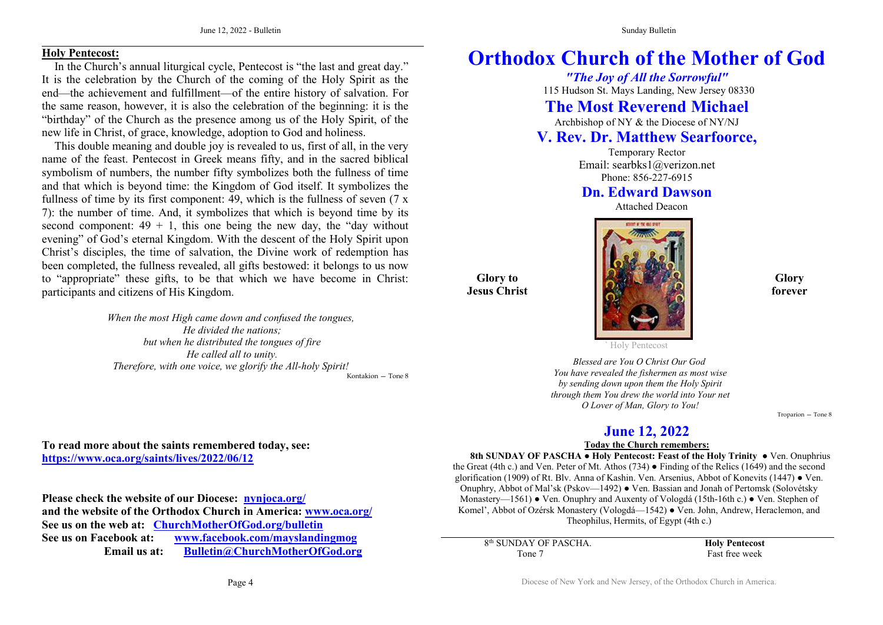## Holy Pentecost:

In the Church's annual liturgical cycle, Pentecost is "the last and great day." It is the celebration by the Church of the coming of the Holy Spirit as the end—the achievement and fulfillment—of the entire history of salvation. For the same reason, however, it is also the celebration of the beginning: it is the "birthday" of the Church as the presence among us of the Holy Spirit, of the new life in Christ, of grace, knowledge, adoption to God and holiness.

This double meaning and double joy is revealed to us, first of all, in the very name of the feast. Pentecost in Greek means fifty, and in the sacred biblical symbolism of numbers, the number fifty symbolizes both the fullness of time and that which is beyond time: the Kingdom of God itself. It symbolizes the fullness of time by its first component: 49, which is the fullness of seven (7 x 7): the number of time. And, it symbolizes that which is beyond time by its second component: 49 + 1, this one being the new day, the "day without evening" of God's eternal Kingdom. With the descent of the Holy Spirit upon Christ's disciples, the time of salvation, the Divine work of redemption has been completed, the fullness revealed, all gifts bestowed: it belongs to us now to "appropriate" these gifts, to be that which we have become in Christ: participants and citizens of His Kingdom.

*When the most High came down and confused the tongues,*
*He divided the nations;*
*but when he distributed the tongues of fire*
*He called all to unity.*
*Therefore, with one voice, we glorify the All-holy Spirit!*

Kontakion — Tone 8

**To read more about the saints remembered today, see:**
**https://www.oca.org/saints/lives/2022/06/12**

**Please check the website of our Diocese: nynjoca.org/**
**and the website of the Orthodox Church in America: www.oca.org/**
**See us on the web at: ChurchMotherOfGod.org/bulletin**
**See us on Facebook at: www.facebook.com/mayslandingmog**
**Email us at: Bulletin@ChurchMotherOfGod.org**

# Orthodox Church of the Mother of God

***"The Joy of All the Sorrowful"***

115 Hudson St. Mays Landing, New Jersey 08330

## The Most Reverend Michael

Archbishop of NY & the Diocese of NY/NJ

## V. Rev. Dr. Matthew Searfoorce,

Temporary Rector
Email: searbks1@verizon.net
Phone: 856-227-6915

## Dn. Edward Dawson

Attached Deacon

**Glory to Jesus Christ** — **Glory forever**

Holy Pentecost

*Blessed are You O Christ Our God*
*You have revealed the fishermen as most wise*
*by sending down upon them the Holy Spirit*
*through them You drew the world into Your net*
*O Lover of Man, Glory to You!*

Troparion — Tone 8

## June 12, 2022

**Today the Church remembers:**

**8th SUNDAY OF PASCHA ● Holy Pentecost: Feast of the Holy Trinity** ● Ven. Onuphrius the Great (4th c.) and Ven. Peter of Mt. Athos (734) ● Finding of the Relics (1649) and the second glorification (1909) of Rt. Blv. Anna of Kashin. Ven. Arsenius, Abbot of Konevits (1447) ● Ven. Onuphry, Abbot of Mal'sk (Pskov—1492) ● Ven. Bassian and Jonah of Pertomsk (Solovétsky Monastery—1561) ● Ven. Onuphry and Auxenty of Vologdá (15th-16th c.) ● Ven. Stephen of Komel', Abbot of Ozérsk Monastery (Vologdá—1542) ● Ven. John, Andrew, Heraclemon, and Theophilus, Hermits, of Egypt (4th c.)

| | |
|---|---|
| 8th SUNDAY OF PASCHA. Tone 7 | **Holy Pentecost** Fast free week |

Diocese of New York and New Jersey, of the Orthodox Church in America.